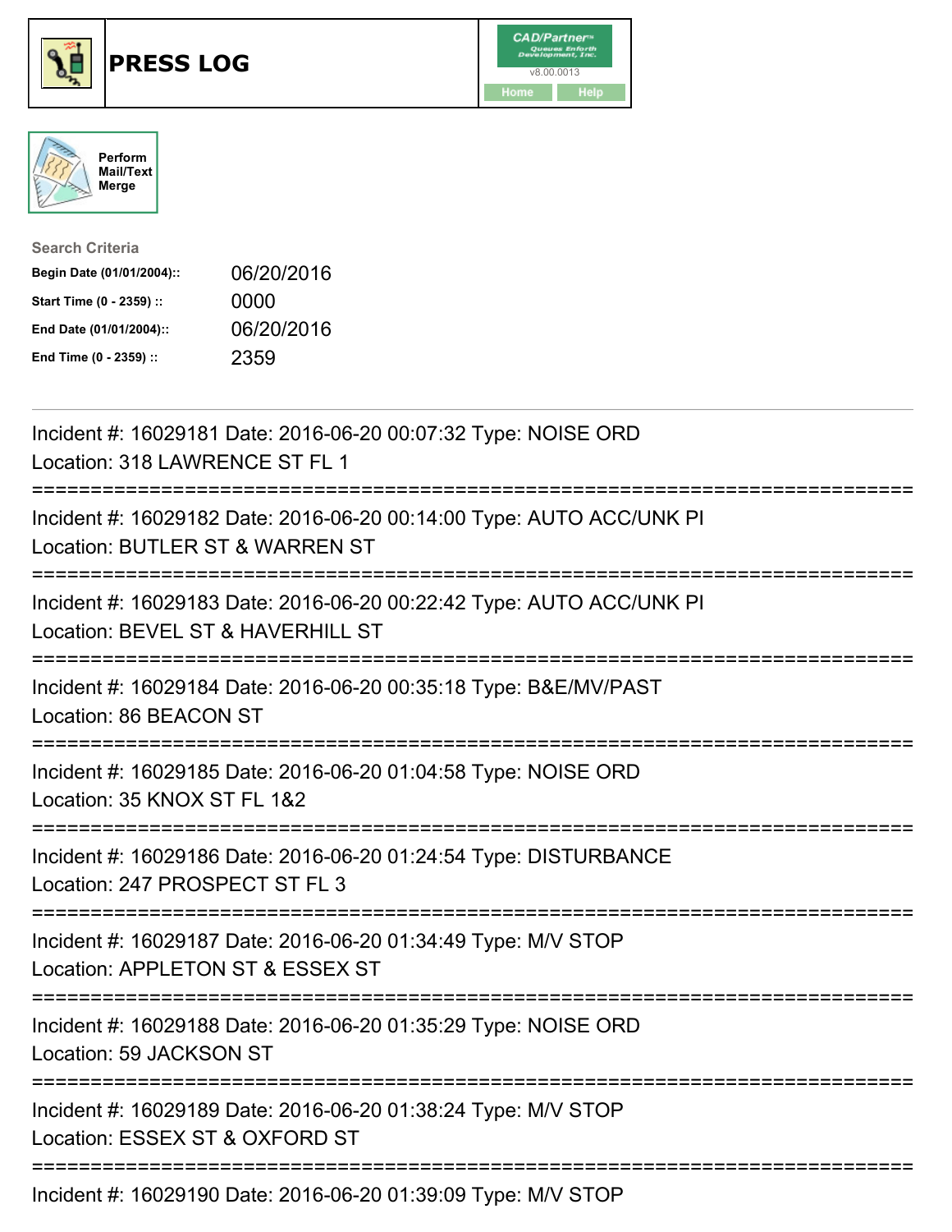# PRESS LOG

CAD/Partner
v8.00.0013
Home Help

Perform Mail/Text Merge

**Search Criteria**

| | |
|---|---|
| **Begin Date (01/01/2004)::** | 06/20/2016 |
| **Start Time (0 - 2359) ::** | 0000 |
| **End Date (01/01/2004)::** | 06/20/2016 |
| **End Time (0 - 2359) ::** | 2359 |

---

Incident #: 16029181 Date: 2016-06-20 00:07:32 Type: NOISE ORD
Location: 318 LAWRENCE ST FL 1

===========================================================================

Incident #: 16029182 Date: 2016-06-20 00:14:00 Type: AUTO ACC/UNK PI
Location: BUTLER ST & WARREN ST

===========================================================================

Incident #: 16029183 Date: 2016-06-20 00:22:42 Type: AUTO ACC/UNK PI
Location: BEVEL ST & HAVERHILL ST

===========================================================================

Incident #: 16029184 Date: 2016-06-20 00:35:18 Type: B&E/MV/PAST
Location: 86 BEACON ST

===========================================================================

Incident #: 16029185 Date: 2016-06-20 01:04:58 Type: NOISE ORD
Location: 35 KNOX ST FL 1&2

===========================================================================

Incident #: 16029186 Date: 2016-06-20 01:24:54 Type: DISTURBANCE
Location: 247 PROSPECT ST FL 3

===========================================================================

Incident #: 16029187 Date: 2016-06-20 01:34:49 Type: M/V STOP
Location: APPLETON ST & ESSEX ST

===========================================================================

Incident #: 16029188 Date: 2016-06-20 01:35:29 Type: NOISE ORD
Location: 59 JACKSON ST

===========================================================================

Incident #: 16029189 Date: 2016-06-20 01:38:24 Type: M/V STOP
Location: ESSEX ST & OXFORD ST

===========================================================================

Incident #: 16029190 Date: 2016-06-20 01:39:09 Type: M/V STOP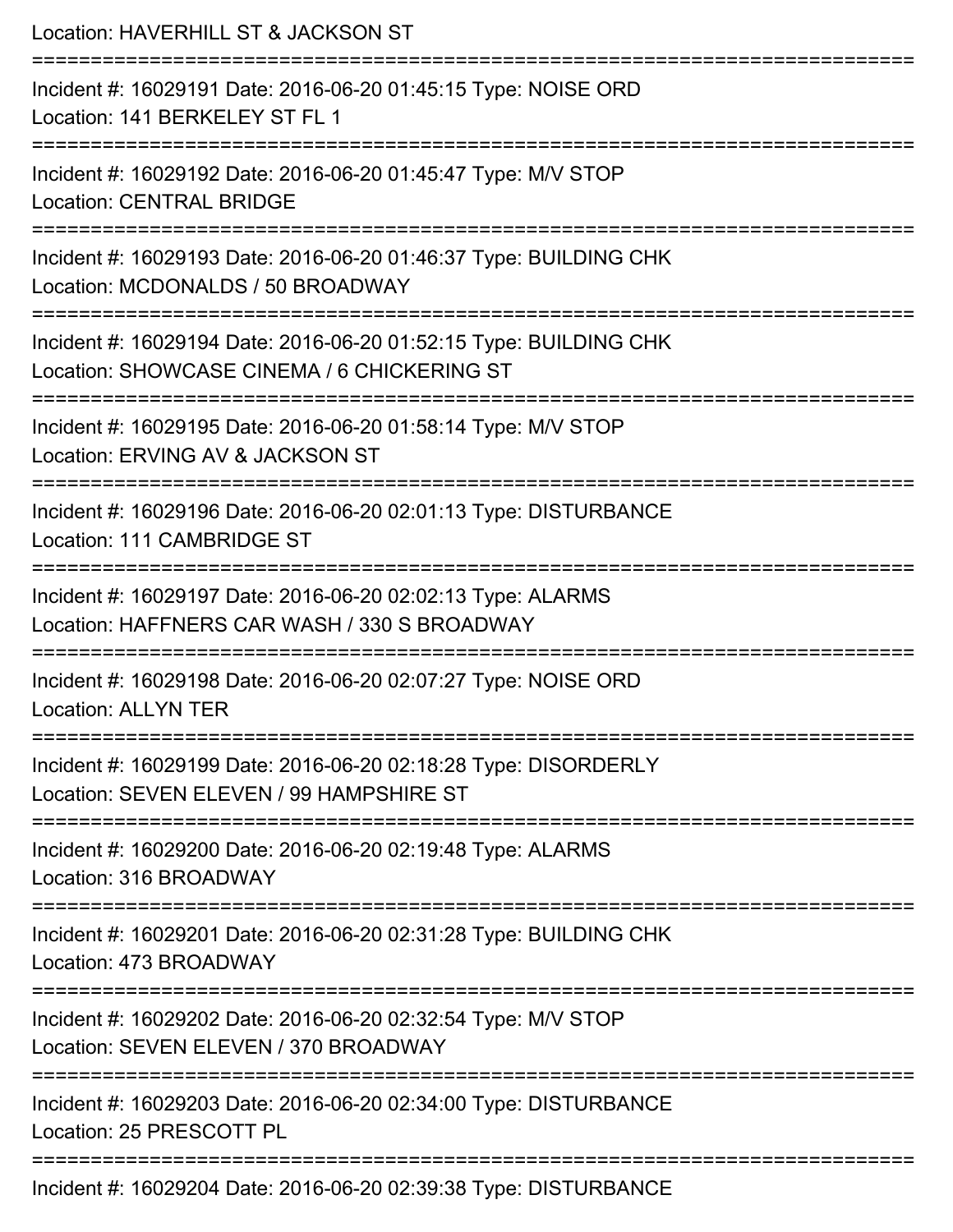Location: HAVERHILL ST & JACKSON ST

===========================================================================

Incident #: 16029191 Date: 2016-06-20 01:45:15 Type: NOISE ORD
Location: 141 BERKELEY ST FL 1

===========================================================================

Incident #: 16029192 Date: 2016-06-20 01:45:47 Type: M/V STOP
Location: CENTRAL BRIDGE

===========================================================================

Incident #: 16029193 Date: 2016-06-20 01:46:37 Type: BUILDING CHK
Location: MCDONALDS / 50 BROADWAY

===========================================================================

Incident #: 16029194 Date: 2016-06-20 01:52:15 Type: BUILDING CHK
Location: SHOWCASE CINEMA / 6 CHICKERING ST

===========================================================================

Incident #: 16029195 Date: 2016-06-20 01:58:14 Type: M/V STOP
Location: ERVING AV & JACKSON ST

===========================================================================

Incident #: 16029196 Date: 2016-06-20 02:01:13 Type: DISTURBANCE
Location: 111 CAMBRIDGE ST

===========================================================================

Incident #: 16029197 Date: 2016-06-20 02:02:13 Type: ALARMS
Location: HAFFNERS CAR WASH / 330 S BROADWAY

===========================================================================

Incident #: 16029198 Date: 2016-06-20 02:07:27 Type: NOISE ORD
Location: ALLYN TER

===========================================================================

Incident #: 16029199 Date: 2016-06-20 02:18:28 Type: DISORDERLY
Location: SEVEN ELEVEN / 99 HAMPSHIRE ST

===========================================================================

Incident #: 16029200 Date: 2016-06-20 02:19:48 Type: ALARMS
Location: 316 BROADWAY

===========================================================================

Incident #: 16029201 Date: 2016-06-20 02:31:28 Type: BUILDING CHK
Location: 473 BROADWAY

===========================================================================

Incident #: 16029202 Date: 2016-06-20 02:32:54 Type: M/V STOP
Location: SEVEN ELEVEN / 370 BROADWAY

===========================================================================

Incident #: 16029203 Date: 2016-06-20 02:34:00 Type: DISTURBANCE
Location: 25 PRESCOTT PL

===========================================================================

Incident #: 16029204 Date: 2016-06-20 02:39:38 Type: DISTURBANCE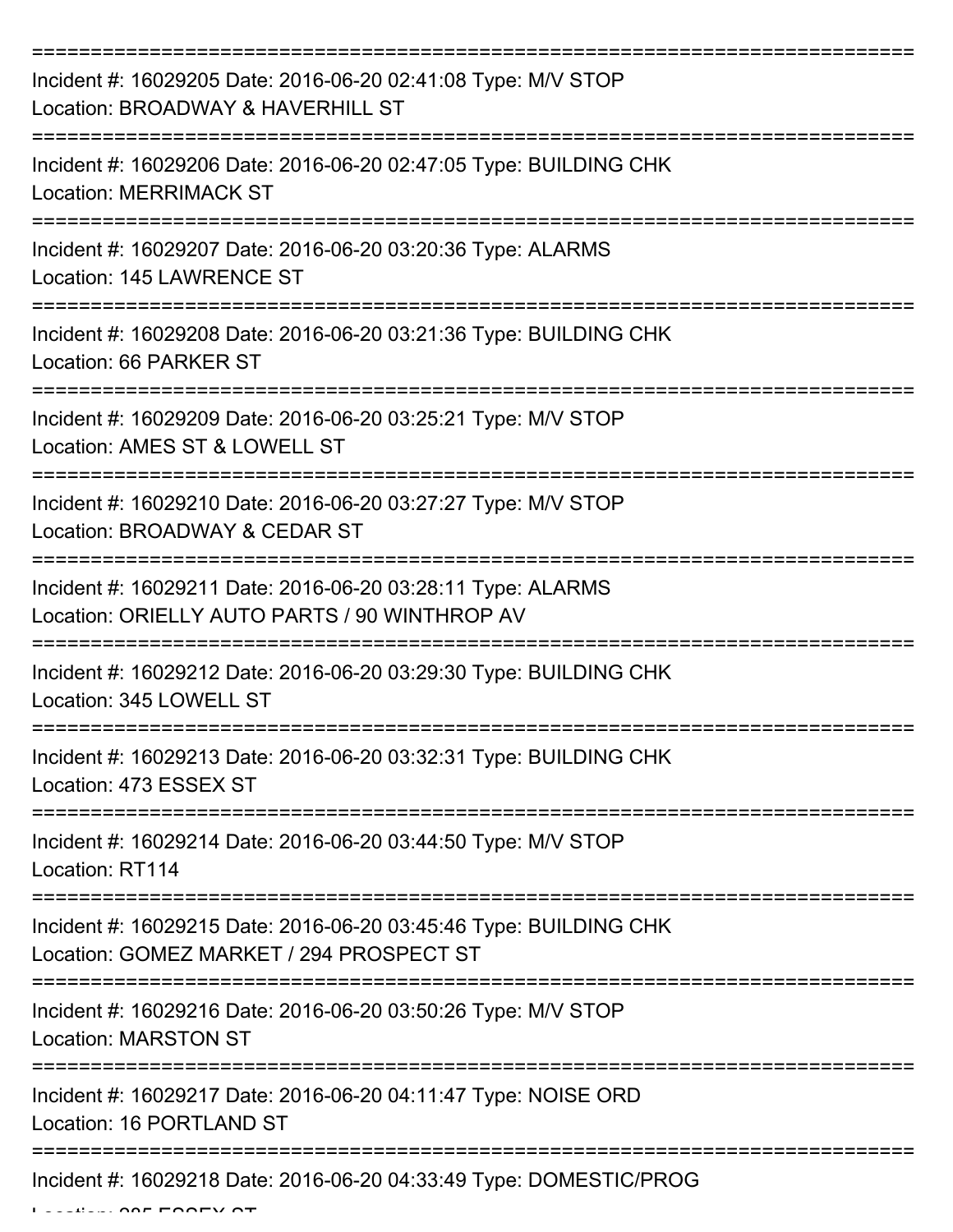===========================================================================

Incident #: 16029205 Date: 2016-06-20 02:41:08 Type: M/V STOP
Location: BROADWAY & HAVERHILL ST

===========================================================================

Incident #: 16029206 Date: 2016-06-20 02:47:05 Type: BUILDING CHK
Location: MERRIMACK ST

===========================================================================

Incident #: 16029207 Date: 2016-06-20 03:20:36 Type: ALARMS
Location: 145 LAWRENCE ST

===========================================================================

Incident #: 16029208 Date: 2016-06-20 03:21:36 Type: BUILDING CHK
Location: 66 PARKER ST

===========================================================================

Incident #: 16029209 Date: 2016-06-20 03:25:21 Type: M/V STOP
Location: AMES ST & LOWELL ST

===========================================================================

Incident #: 16029210 Date: 2016-06-20 03:27:27 Type: M/V STOP
Location: BROADWAY & CEDAR ST

===========================================================================

Incident #: 16029211 Date: 2016-06-20 03:28:11 Type: ALARMS
Location: ORIELLY AUTO PARTS / 90 WINTHROP AV

===========================================================================

Incident #: 16029212 Date: 2016-06-20 03:29:30 Type: BUILDING CHK
Location: 345 LOWELL ST

===========================================================================

Incident #: 16029213 Date: 2016-06-20 03:32:31 Type: BUILDING CHK
Location: 473 ESSEX ST

===========================================================================

Incident #: 16029214 Date: 2016-06-20 03:44:50 Type: M/V STOP
Location: RT114

===========================================================================

Incident #: 16029215 Date: 2016-06-20 03:45:46 Type: BUILDING CHK
Location: GOMEZ MARKET / 294 PROSPECT ST

===========================================================================

Incident #: 16029216 Date: 2016-06-20 03:50:26 Type: M/V STOP
Location: MARSTON ST

===========================================================================

Incident #: 16029217 Date: 2016-06-20 04:11:47 Type: NOISE ORD
Location: 16 PORTLAND ST

===========================================================================

Incident #: 16029218 Date: 2016-06-20 04:33:49 Type: DOMESTIC/PROG
Location: 385 ESSEX ST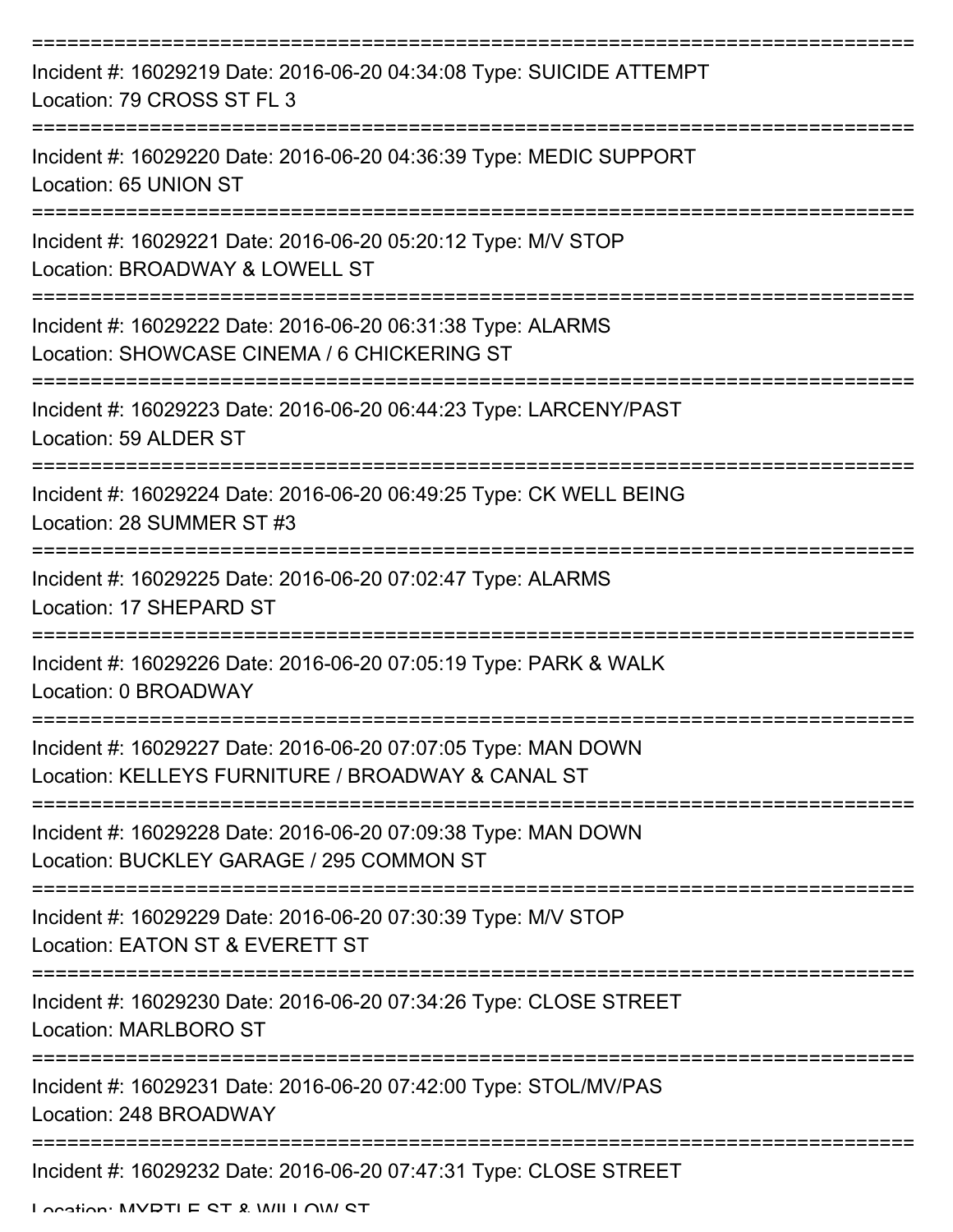===========================================================================

Incident #: 16029219 Date: 2016-06-20 04:34:08 Type: SUICIDE ATTEMPT
Location: 79 CROSS ST FL 3

===========================================================================

Incident #: 16029220 Date: 2016-06-20 04:36:39 Type: MEDIC SUPPORT
Location: 65 UNION ST

===========================================================================

Incident #: 16029221 Date: 2016-06-20 05:20:12 Type: M/V STOP
Location: BROADWAY & LOWELL ST

===========================================================================

Incident #: 16029222 Date: 2016-06-20 06:31:38 Type: ALARMS
Location: SHOWCASE CINEMA / 6 CHICKERING ST

===========================================================================

Incident #: 16029223 Date: 2016-06-20 06:44:23 Type: LARCENY/PAST
Location: 59 ALDER ST

===========================================================================

Incident #: 16029224 Date: 2016-06-20 06:49:25 Type: CK WELL BEING
Location: 28 SUMMER ST #3

===========================================================================

Incident #: 16029225 Date: 2016-06-20 07:02:47 Type: ALARMS
Location: 17 SHEPARD ST

===========================================================================

Incident #: 16029226 Date: 2016-06-20 07:05:19 Type: PARK & WALK
Location: 0 BROADWAY

===========================================================================

Incident #: 16029227 Date: 2016-06-20 07:07:05 Type: MAN DOWN
Location: KELLEYS FURNITURE / BROADWAY & CANAL ST

===========================================================================

Incident #: 16029228 Date: 2016-06-20 07:09:38 Type: MAN DOWN
Location: BUCKLEY GARAGE / 295 COMMON ST

===========================================================================

Incident #: 16029229 Date: 2016-06-20 07:30:39 Type: M/V STOP
Location: EATON ST & EVERETT ST

===========================================================================

Incident #: 16029230 Date: 2016-06-20 07:34:26 Type: CLOSE STREET
Location: MARLBORO ST

===========================================================================

Incident #: 16029231 Date: 2016-06-20 07:42:00 Type: STOL/MV/PAS
Location: 248 BROADWAY

===========================================================================

Incident #: 16029232 Date: 2016-06-20 07:47:31 Type: CLOSE STREET
Location: MYRTLE ST & WILLOW ST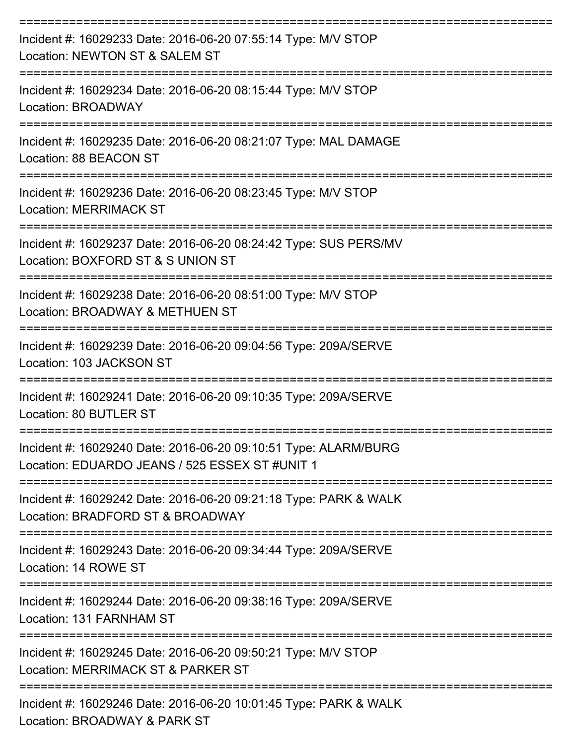===========================================================================

Incident #: 16029233 Date: 2016-06-20 07:55:14 Type: M/V STOP
Location: NEWTON ST & SALEM ST

===========================================================================

Incident #: 16029234 Date: 2016-06-20 08:15:44 Type: M/V STOP
Location: BROADWAY

===========================================================================

Incident #: 16029235 Date: 2016-06-20 08:21:07 Type: MAL DAMAGE
Location: 88 BEACON ST

===========================================================================

Incident #: 16029236 Date: 2016-06-20 08:23:45 Type: M/V STOP
Location: MERRIMACK ST

===========================================================================

Incident #: 16029237 Date: 2016-06-20 08:24:42 Type: SUS PERS/MV
Location: BOXFORD ST & S UNION ST

===========================================================================

Incident #: 16029238 Date: 2016-06-20 08:51:00 Type: M/V STOP
Location: BROADWAY & METHUEN ST

===========================================================================

Incident #: 16029239 Date: 2016-06-20 09:04:56 Type: 209A/SERVE
Location: 103 JACKSON ST

===========================================================================

Incident #: 16029241 Date: 2016-06-20 09:10:35 Type: 209A/SERVE
Location: 80 BUTLER ST

===========================================================================

Incident #: 16029240 Date: 2016-06-20 09:10:51 Type: ALARM/BURG
Location: EDUARDO JEANS / 525 ESSEX ST #UNIT 1

===========================================================================

Incident #: 16029242 Date: 2016-06-20 09:21:18 Type: PARK & WALK
Location: BRADFORD ST & BROADWAY

===========================================================================

Incident #: 16029243 Date: 2016-06-20 09:34:44 Type: 209A/SERVE
Location: 14 ROWE ST

===========================================================================

Incident #: 16029244 Date: 2016-06-20 09:38:16 Type: 209A/SERVE
Location: 131 FARNHAM ST

===========================================================================

Incident #: 16029245 Date: 2016-06-20 09:50:21 Type: M/V STOP
Location: MERRIMACK ST & PARKER ST

===========================================================================

Incident #: 16029246 Date: 2016-06-20 10:01:45 Type: PARK & WALK
Location: BROADWAY & PARK ST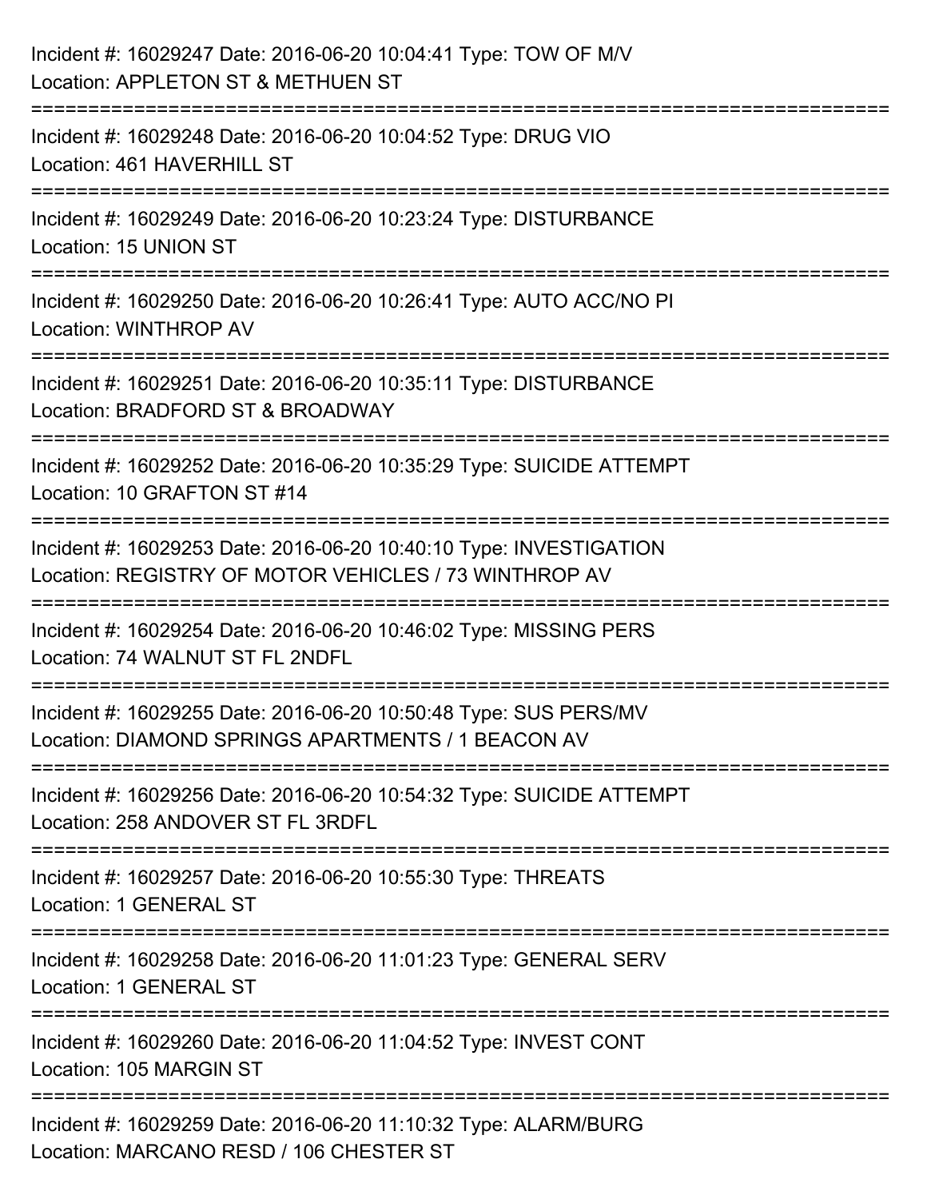Incident #: 16029247 Date: 2016-06-20 10:04:41 Type: TOW OF M/V
Location: APPLETON ST & METHUEN ST

===========================================================================

Incident #: 16029248 Date: 2016-06-20 10:04:52 Type: DRUG VIO
Location: 461 HAVERHILL ST

===========================================================================

Incident #: 16029249 Date: 2016-06-20 10:23:24 Type: DISTURBANCE
Location: 15 UNION ST

===========================================================================

Incident #: 16029250 Date: 2016-06-20 10:26:41 Type: AUTO ACC/NO PI
Location: WINTHROP AV

===========================================================================

Incident #: 16029251 Date: 2016-06-20 10:35:11 Type: DISTURBANCE
Location: BRADFORD ST & BROADWAY

===========================================================================

Incident #: 16029252 Date: 2016-06-20 10:35:29 Type: SUICIDE ATTEMPT
Location: 10 GRAFTON ST #14

===========================================================================

Incident #: 16029253 Date: 2016-06-20 10:40:10 Type: INVESTIGATION
Location: REGISTRY OF MOTOR VEHICLES / 73 WINTHROP AV

===========================================================================

Incident #: 16029254 Date: 2016-06-20 10:46:02 Type: MISSING PERS
Location: 74 WALNUT ST FL 2NDFL

===========================================================================

Incident #: 16029255 Date: 2016-06-20 10:50:48 Type: SUS PERS/MV
Location: DIAMOND SPRINGS APARTMENTS / 1 BEACON AV

===========================================================================

Incident #: 16029256 Date: 2016-06-20 10:54:32 Type: SUICIDE ATTEMPT
Location: 258 ANDOVER ST FL 3RDFL

===========================================================================

Incident #: 16029257 Date: 2016-06-20 10:55:30 Type: THREATS
Location: 1 GENERAL ST

===========================================================================

Incident #: 16029258 Date: 2016-06-20 11:01:23 Type: GENERAL SERV
Location: 1 GENERAL ST

===========================================================================

Incident #: 16029260 Date: 2016-06-20 11:04:52 Type: INVEST CONT
Location: 105 MARGIN ST

===========================================================================

Incident #: 16029259 Date: 2016-06-20 11:10:32 Type: ALARM/BURG
Location: MARCANO RESD / 106 CHESTER ST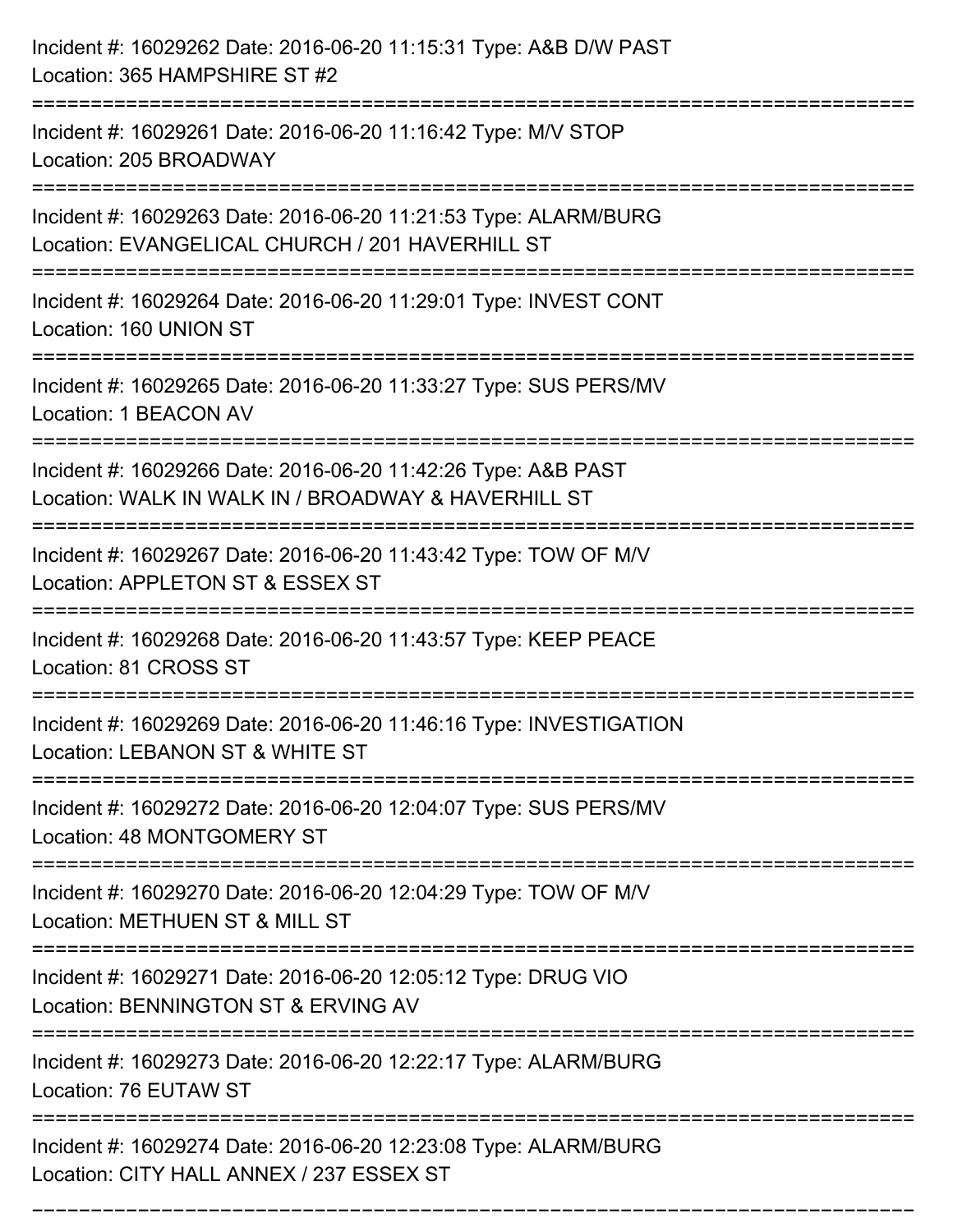Incident #: 16029262 Date: 2016-06-20 11:15:31 Type: A&B D/W PAST
Location: 365 HAMPSHIRE ST #2

===========================================================================

Incident #: 16029261 Date: 2016-06-20 11:16:42 Type: M/V STOP
Location: 205 BROADWAY

===========================================================================

Incident #: 16029263 Date: 2016-06-20 11:21:53 Type: ALARM/BURG
Location: EVANGELICAL CHURCH / 201 HAVERHILL ST

===========================================================================

Incident #: 16029264 Date: 2016-06-20 11:29:01 Type: INVEST CONT
Location: 160 UNION ST

===========================================================================

Incident #: 16029265 Date: 2016-06-20 11:33:27 Type: SUS PERS/MV
Location: 1 BEACON AV

===========================================================================

Incident #: 16029266 Date: 2016-06-20 11:42:26 Type: A&B PAST
Location: WALK IN WALK IN / BROADWAY & HAVERHILL ST

===========================================================================

Incident #: 16029267 Date: 2016-06-20 11:43:42 Type: TOW OF M/V
Location: APPLETON ST & ESSEX ST

===========================================================================

Incident #: 16029268 Date: 2016-06-20 11:43:57 Type: KEEP PEACE
Location: 81 CROSS ST

===========================================================================

Incident #: 16029269 Date: 2016-06-20 11:46:16 Type: INVESTIGATION
Location: LEBANON ST & WHITE ST

===========================================================================

Incident #: 16029272 Date: 2016-06-20 12:04:07 Type: SUS PERS/MV
Location: 48 MONTGOMERY ST

===========================================================================

Incident #: 16029270 Date: 2016-06-20 12:04:29 Type: TOW OF M/V
Location: METHUEN ST & MILL ST

===========================================================================

Incident #: 16029271 Date: 2016-06-20 12:05:12 Type: DRUG VIO
Location: BENNINGTON ST & ERVING AV

===========================================================================

Incident #: 16029273 Date: 2016-06-20 12:22:17 Type: ALARM/BURG
Location: 76 EUTAW ST

===========================================================================

Incident #: 16029274 Date: 2016-06-20 12:23:08 Type: ALARM/BURG
Location: CITY HALL ANNEX / 237 ESSEX ST

===========================================================================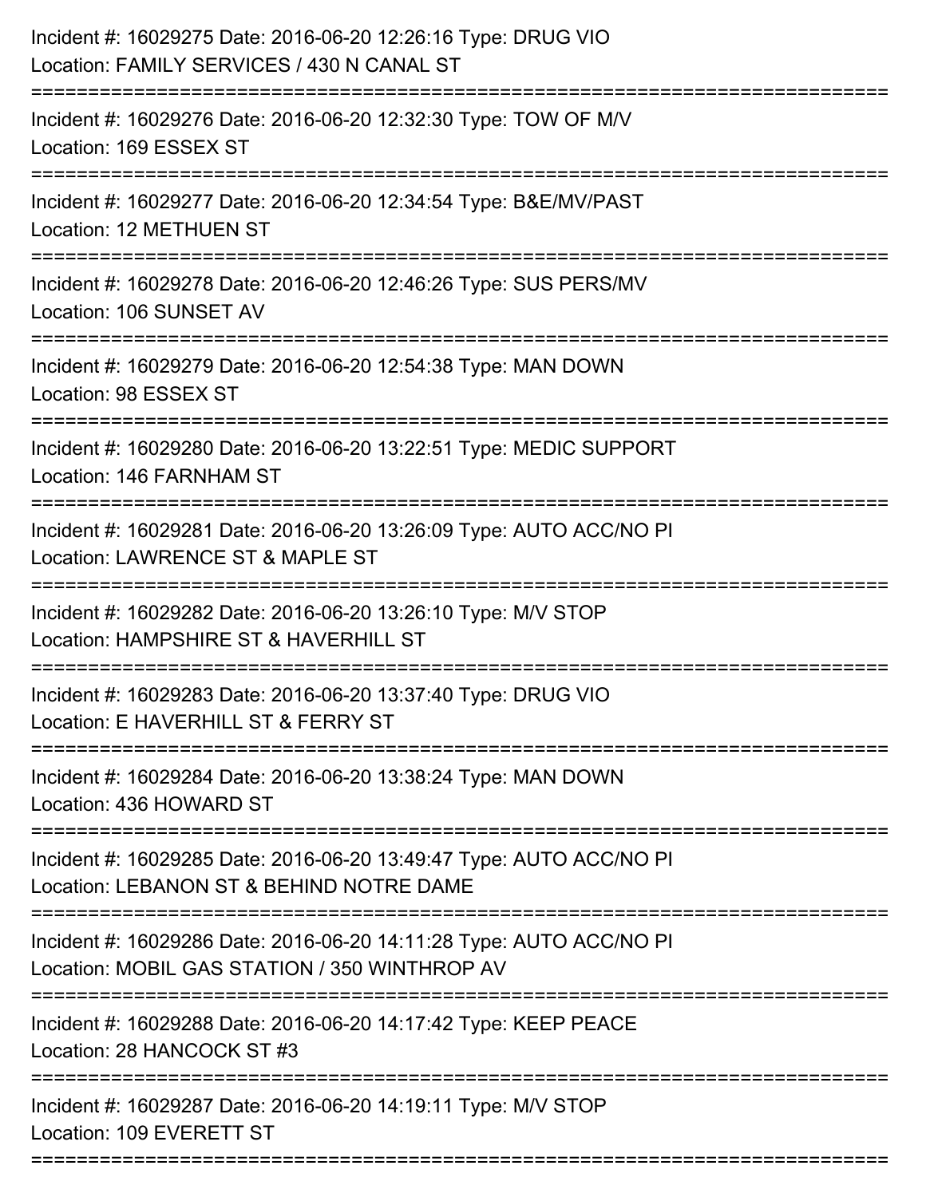Incident #: 16029275 Date: 2016-06-20 12:26:16 Type: DRUG VIO
Location: FAMILY SERVICES / 430 N CANAL ST

===========================================================================

Incident #: 16029276 Date: 2016-06-20 12:32:30 Type: TOW OF M/V
Location: 169 ESSEX ST

===========================================================================

Incident #: 16029277 Date: 2016-06-20 12:34:54 Type: B&E/MV/PAST
Location: 12 METHUEN ST

===========================================================================

Incident #: 16029278 Date: 2016-06-20 12:46:26 Type: SUS PERS/MV
Location: 106 SUNSET AV

===========================================================================

Incident #: 16029279 Date: 2016-06-20 12:54:38 Type: MAN DOWN
Location: 98 ESSEX ST

===========================================================================

Incident #: 16029280 Date: 2016-06-20 13:22:51 Type: MEDIC SUPPORT
Location: 146 FARNHAM ST

===========================================================================

Incident #: 16029281 Date: 2016-06-20 13:26:09 Type: AUTO ACC/NO PI
Location: LAWRENCE ST & MAPLE ST

===========================================================================

Incident #: 16029282 Date: 2016-06-20 13:26:10 Type: M/V STOP
Location: HAMPSHIRE ST & HAVERHILL ST

===========================================================================

Incident #: 16029283 Date: 2016-06-20 13:37:40 Type: DRUG VIO
Location: E HAVERHILL ST & FERRY ST

===========================================================================

Incident #: 16029284 Date: 2016-06-20 13:38:24 Type: MAN DOWN
Location: 436 HOWARD ST

===========================================================================

Incident #: 16029285 Date: 2016-06-20 13:49:47 Type: AUTO ACC/NO PI
Location: LEBANON ST & BEHIND NOTRE DAME

===========================================================================

Incident #: 16029286 Date: 2016-06-20 14:11:28 Type: AUTO ACC/NO PI
Location: MOBIL GAS STATION / 350 WINTHROP AV

===========================================================================

Incident #: 16029288 Date: 2016-06-20 14:17:42 Type: KEEP PEACE
Location: 28 HANCOCK ST #3

===========================================================================

Incident #: 16029287 Date: 2016-06-20 14:19:11 Type: M/V STOP
Location: 109 EVERETT ST

===========================================================================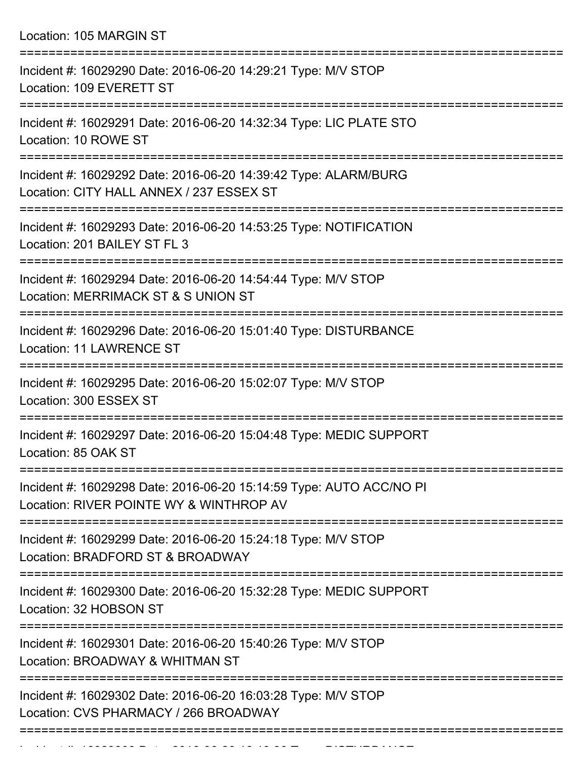Location: 105 MARGIN ST

===========================================================================

Incident #: 16029290 Date: 2016-06-20 14:29:21 Type: M/V STOP
Location: 109 EVERETT ST

===========================================================================

Incident #: 16029291 Date: 2016-06-20 14:32:34 Type: LIC PLATE STO
Location: 10 ROWE ST

===========================================================================

Incident #: 16029292 Date: 2016-06-20 14:39:42 Type: ALARM/BURG
Location: CITY HALL ANNEX / 237 ESSEX ST

===========================================================================

Incident #: 16029293 Date: 2016-06-20 14:53:25 Type: NOTIFICATION
Location: 201 BAILEY ST FL 3

===========================================================================

Incident #: 16029294 Date: 2016-06-20 14:54:44 Type: M/V STOP
Location: MERRIMACK ST & S UNION ST

===========================================================================

Incident #: 16029296 Date: 2016-06-20 15:01:40 Type: DISTURBANCE
Location: 11 LAWRENCE ST

===========================================================================

Incident #: 16029295 Date: 2016-06-20 15:02:07 Type: M/V STOP
Location: 300 ESSEX ST

===========================================================================

Incident #: 16029297 Date: 2016-06-20 15:04:48 Type: MEDIC SUPPORT
Location: 85 OAK ST

===========================================================================

Incident #: 16029298 Date: 2016-06-20 15:14:59 Type: AUTO ACC/NO PI
Location: RIVER POINTE WY & WINTHROP AV

===========================================================================

Incident #: 16029299 Date: 2016-06-20 15:24:18 Type: M/V STOP
Location: BRADFORD ST & BROADWAY

===========================================================================

Incident #: 16029300 Date: 2016-06-20 15:32:28 Type: MEDIC SUPPORT
Location: 32 HOBSON ST

===========================================================================

Incident #: 16029301 Date: 2016-06-20 15:40:26 Type: M/V STOP
Location: BROADWAY & WHITMAN ST

===========================================================================

Incident #: 16029302 Date: 2016-06-20 16:03:28 Type: M/V STOP
Location: CVS PHARMACY / 266 BROADWAY

===========================================================================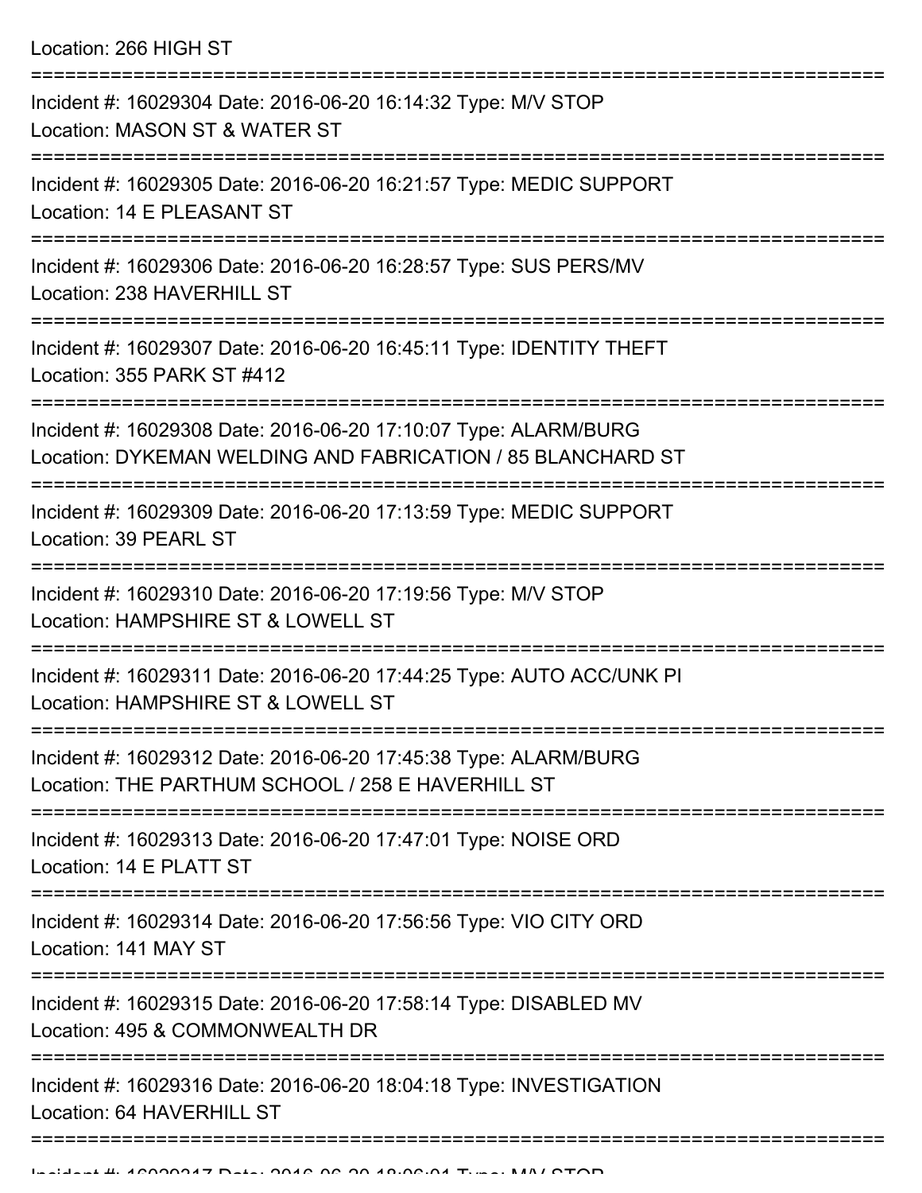Location: 266 HIGH ST

===========================================================================

Incident #: 16029304 Date: 2016-06-20 16:14:32 Type: M/V STOP
Location: MASON ST & WATER ST

===========================================================================

Incident #: 16029305 Date: 2016-06-20 16:21:57 Type: MEDIC SUPPORT
Location: 14 E PLEASANT ST

===========================================================================

Incident #: 16029306 Date: 2016-06-20 16:28:57 Type: SUS PERS/MV
Location: 238 HAVERHILL ST

===========================================================================

Incident #: 16029307 Date: 2016-06-20 16:45:11 Type: IDENTITY THEFT
Location: 355 PARK ST #412

===========================================================================

Incident #: 16029308 Date: 2016-06-20 17:10:07 Type: ALARM/BURG
Location: DYKEMAN WELDING AND FABRICATION / 85 BLANCHARD ST

===========================================================================

Incident #: 16029309 Date: 2016-06-20 17:13:59 Type: MEDIC SUPPORT
Location: 39 PEARL ST

===========================================================================

Incident #: 16029310 Date: 2016-06-20 17:19:56 Type: M/V STOP
Location: HAMPSHIRE ST & LOWELL ST

===========================================================================

Incident #: 16029311 Date: 2016-06-20 17:44:25 Type: AUTO ACC/UNK PI
Location: HAMPSHIRE ST & LOWELL ST

===========================================================================

Incident #: 16029312 Date: 2016-06-20 17:45:38 Type: ALARM/BURG
Location: THE PARTHUM SCHOOL / 258 E HAVERHILL ST

===========================================================================

Incident #: 16029313 Date: 2016-06-20 17:47:01 Type: NOISE ORD
Location: 14 E PLATT ST

===========================================================================

Incident #: 16029314 Date: 2016-06-20 17:56:56 Type: VIO CITY ORD
Location: 141 MAY ST

===========================================================================

Incident #: 16029315 Date: 2016-06-20 17:58:14 Type: DISABLED MV
Location: 495 & COMMONWEALTH DR

===========================================================================

Incident #: 16029316 Date: 2016-06-20 18:04:18 Type: INVESTIGATION
Location: 64 HAVERHILL ST

===========================================================================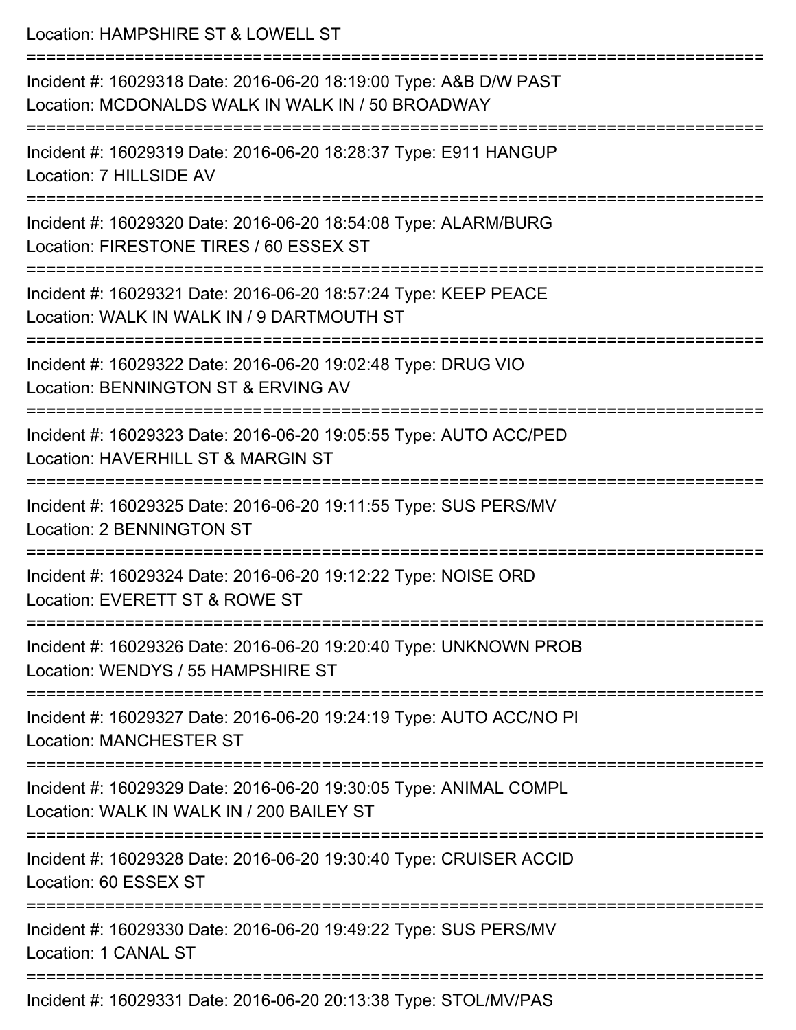Location: HAMPSHIRE ST & LOWELL ST

===========================================================================

Incident #: 16029318 Date: 2016-06-20 18:19:00 Type: A&B D/W PAST
Location: MCDONALDS WALK IN WALK IN / 50 BROADWAY

===========================================================================

Incident #: 16029319 Date: 2016-06-20 18:28:37 Type: E911 HANGUP
Location: 7 HILLSIDE AV

===========================================================================

Incident #: 16029320 Date: 2016-06-20 18:54:08 Type: ALARM/BURG
Location: FIRESTONE TIRES / 60 ESSEX ST

===========================================================================

Incident #: 16029321 Date: 2016-06-20 18:57:24 Type: KEEP PEACE
Location: WALK IN WALK IN / 9 DARTMOUTH ST

===========================================================================

Incident #: 16029322 Date: 2016-06-20 19:02:48 Type: DRUG VIO
Location: BENNINGTON ST & ERVING AV

===========================================================================

Incident #: 16029323 Date: 2016-06-20 19:05:55 Type: AUTO ACC/PED
Location: HAVERHILL ST & MARGIN ST

===========================================================================

Incident #: 16029325 Date: 2016-06-20 19:11:55 Type: SUS PERS/MV
Location: 2 BENNINGTON ST

===========================================================================

Incident #: 16029324 Date: 2016-06-20 19:12:22 Type: NOISE ORD
Location: EVERETT ST & ROWE ST

===========================================================================

Incident #: 16029326 Date: 2016-06-20 19:20:40 Type: UNKNOWN PROB
Location: WENDYS / 55 HAMPSHIRE ST

===========================================================================

Incident #: 16029327 Date: 2016-06-20 19:24:19 Type: AUTO ACC/NO PI
Location: MANCHESTER ST

===========================================================================

Incident #: 16029329 Date: 2016-06-20 19:30:05 Type: ANIMAL COMPL
Location: WALK IN WALK IN / 200 BAILEY ST

===========================================================================

Incident #: 16029328 Date: 2016-06-20 19:30:40 Type: CRUISER ACCID
Location: 60 ESSEX ST

===========================================================================

Incident #: 16029330 Date: 2016-06-20 19:49:22 Type: SUS PERS/MV
Location: 1 CANAL ST

===========================================================================

Incident #: 16029331 Date: 2016-06-20 20:13:38 Type: STOL/MV/PAS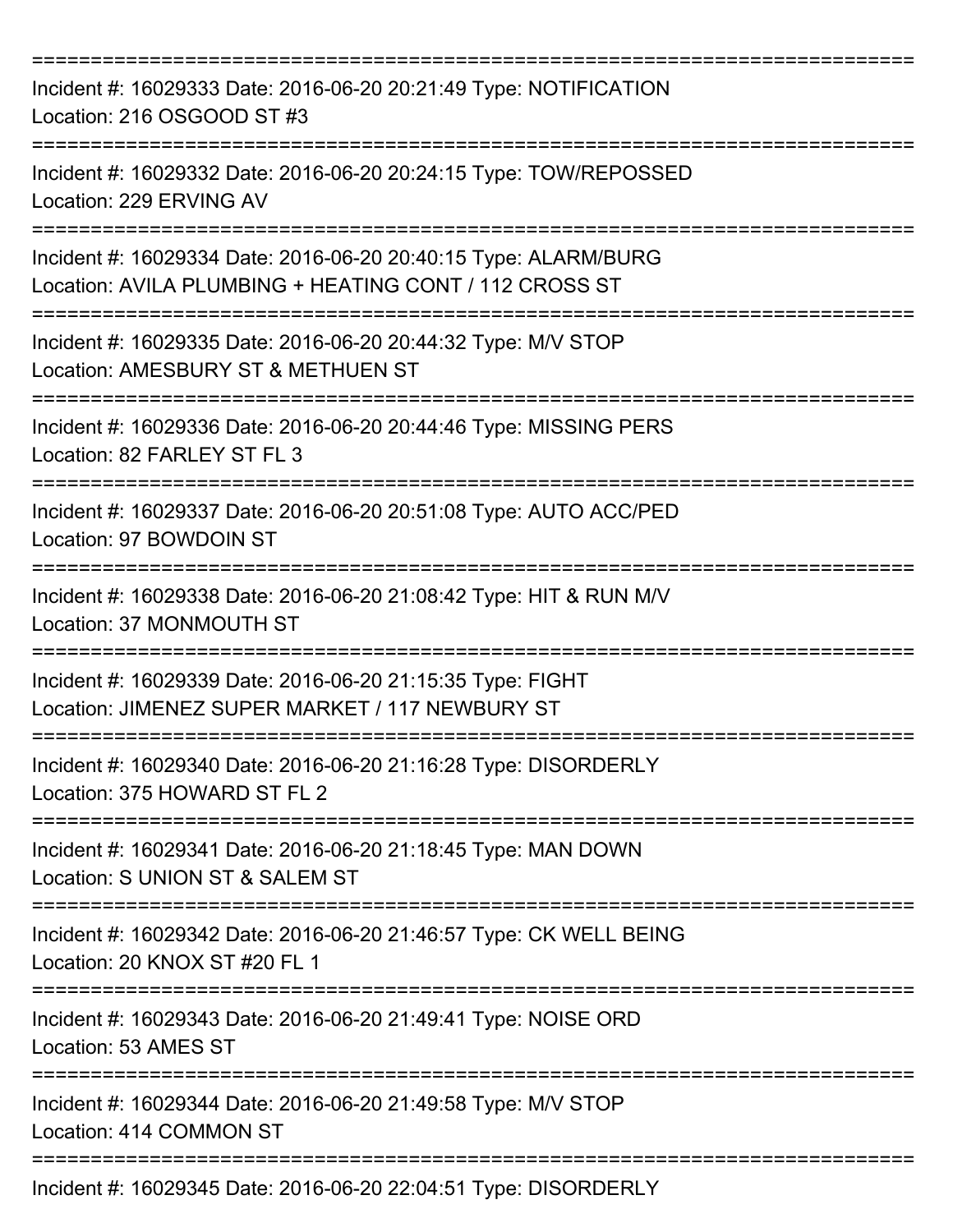===========================================================================

Incident #: 16029333 Date: 2016-06-20 20:21:49 Type: NOTIFICATION
Location: 216 OSGOOD ST #3

===========================================================================

Incident #: 16029332 Date: 2016-06-20 20:24:15 Type: TOW/REPOSSED
Location: 229 ERVING AV

===========================================================================

Incident #: 16029334 Date: 2016-06-20 20:40:15 Type: ALARM/BURG
Location: AVILA PLUMBING + HEATING CONT / 112 CROSS ST

===========================================================================

Incident #: 16029335 Date: 2016-06-20 20:44:32 Type: M/V STOP
Location: AMESBURY ST & METHUEN ST

===========================================================================

Incident #: 16029336 Date: 2016-06-20 20:44:46 Type: MISSING PERS
Location: 82 FARLEY ST FL 3

===========================================================================

Incident #: 16029337 Date: 2016-06-20 20:51:08 Type: AUTO ACC/PED
Location: 97 BOWDOIN ST

===========================================================================

Incident #: 16029338 Date: 2016-06-20 21:08:42 Type: HIT & RUN M/V
Location: 37 MONMOUTH ST

===========================================================================

Incident #: 16029339 Date: 2016-06-20 21:15:35 Type: FIGHT
Location: JIMENEZ SUPER MARKET / 117 NEWBURY ST

===========================================================================

Incident #: 16029340 Date: 2016-06-20 21:16:28 Type: DISORDERLY
Location: 375 HOWARD ST FL 2

===========================================================================

Incident #: 16029341 Date: 2016-06-20 21:18:45 Type: MAN DOWN
Location: S UNION ST & SALEM ST

===========================================================================

Incident #: 16029342 Date: 2016-06-20 21:46:57 Type: CK WELL BEING
Location: 20 KNOX ST #20 FL 1

===========================================================================

Incident #: 16029343 Date: 2016-06-20 21:49:41 Type: NOISE ORD
Location: 53 AMES ST

===========================================================================

Incident #: 16029344 Date: 2016-06-20 21:49:58 Type: M/V STOP
Location: 414 COMMON ST

===========================================================================

Incident #: 16029345 Date: 2016-06-20 22:04:51 Type: DISORDERLY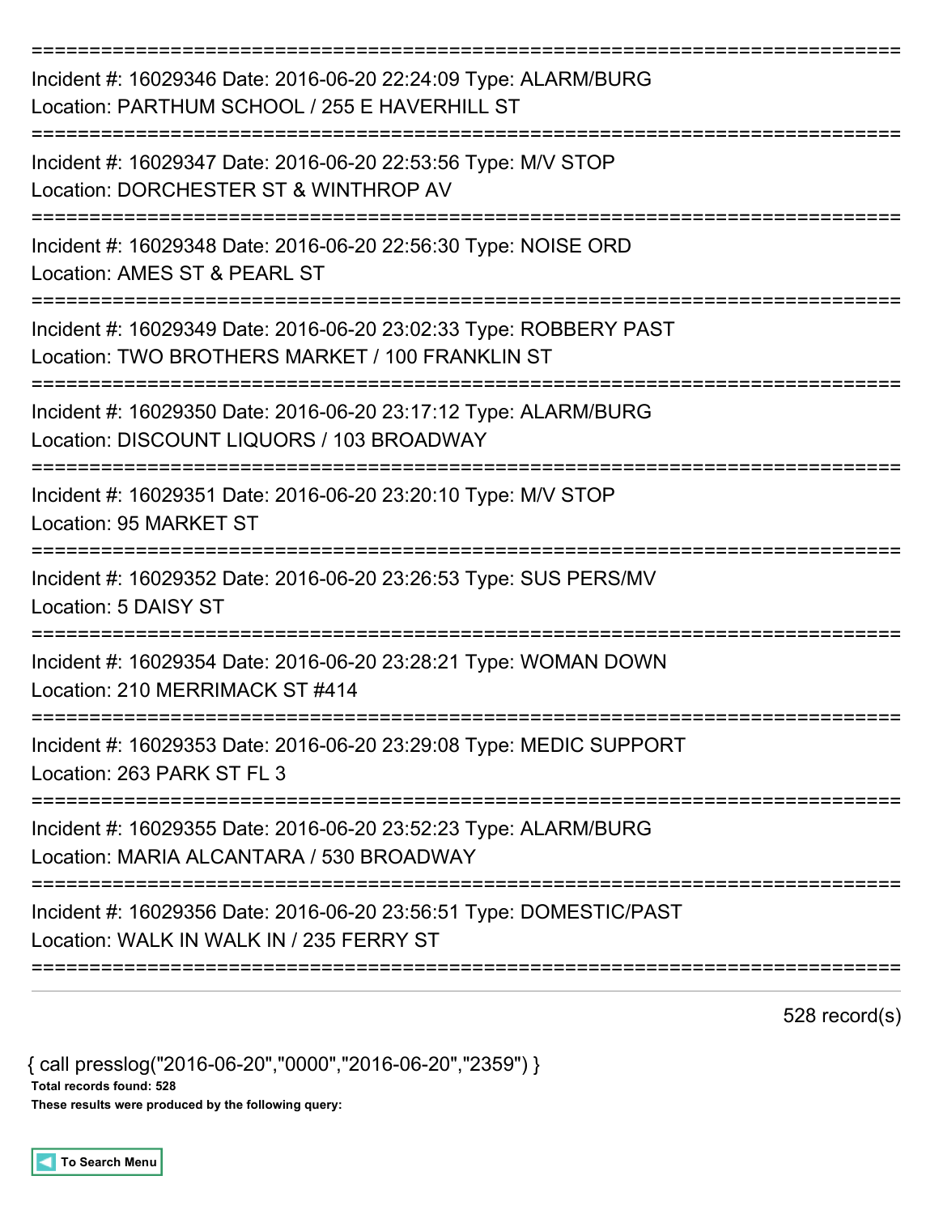===========================================================================

Incident #: 16029346 Date: 2016-06-20 22:24:09 Type: ALARM/BURG
Location: PARTHUM SCHOOL / 255 E HAVERHILL ST

===========================================================================

Incident #: 16029347 Date: 2016-06-20 22:53:56 Type: M/V STOP
Location: DORCHESTER ST & WINTHROP AV

===========================================================================

Incident #: 16029348 Date: 2016-06-20 22:56:30 Type: NOISE ORD
Location: AMES ST & PEARL ST

===========================================================================

Incident #: 16029349 Date: 2016-06-20 23:02:33 Type: ROBBERY PAST
Location: TWO BROTHERS MARKET / 100 FRANKLIN ST

===========================================================================

Incident #: 16029350 Date: 2016-06-20 23:17:12 Type: ALARM/BURG
Location: DISCOUNT LIQUORS / 103 BROADWAY

===========================================================================

Incident #: 16029351 Date: 2016-06-20 23:20:10 Type: M/V STOP
Location: 95 MARKET ST

===========================================================================

Incident #: 16029352 Date: 2016-06-20 23:26:53 Type: SUS PERS/MV
Location: 5 DAISY ST

===========================================================================

Incident #: 16029354 Date: 2016-06-20 23:28:21 Type: WOMAN DOWN
Location: 210 MERRIMACK ST #414

===========================================================================

Incident #: 16029353 Date: 2016-06-20 23:29:08 Type: MEDIC SUPPORT
Location: 263 PARK ST FL 3

===========================================================================

Incident #: 16029355 Date: 2016-06-20 23:52:23 Type: ALARM/BURG
Location: MARIA ALCANTARA / 530 BROADWAY

===========================================================================

Incident #: 16029356 Date: 2016-06-20 23:56:51 Type: DOMESTIC/PAST
Location: WALK IN WALK IN / 235 FERRY ST

===========================================================================

528 record(s)

{ call presslog("2016-06-20","0000","2016-06-20","2359") }

**Total records found: 528**

**These results were produced by the following query:**

To Search Menu